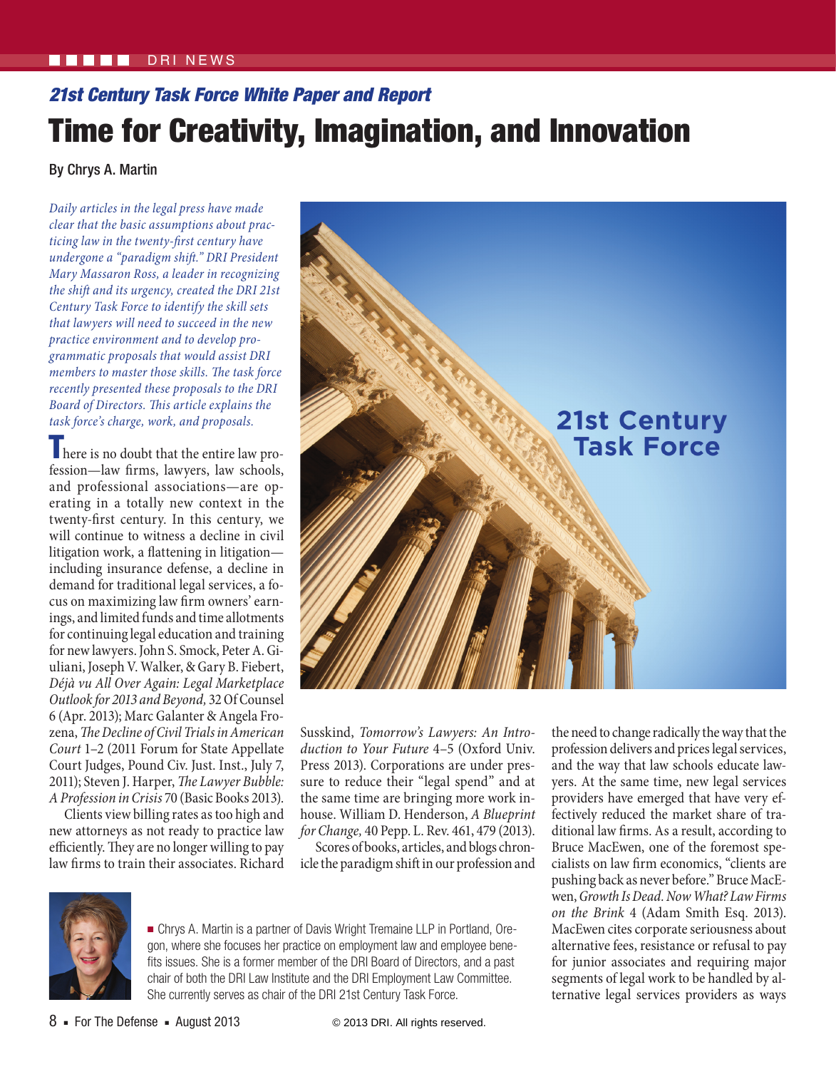## 21st Century Task Force White Paper and Report

# Time for Creativity, Imagination, and Innovation

By Chrys A. Martin

*Daily articles in the legal press have made clear that the basic assumptions about practicing law in the twenty-first century have undergone a "paradigm shift." DRI President Mary Massaron Ross, a leader in recognizing the shift and its urgency, created the DRI 21st Century Task Force to identify the skill sets that lawyers will need to succeed in the new practice environment and to develop programmatic proposals that would assist DRI members to master those skills. The task force recently presented these proposals to the DRI Board of Directors. This article explains the task force's charge, work, and proposals.*

There is no doubt that the entire law profession—law firms, lawyers, law schools, and professional associations—are operating in a totally new context in the twenty-first century. In this century, we will continue to witness a decline in civil litigation work, a flattening in litigation—including insurance defense, a decline in demand for traditional legal services, a focus on maximizing law firm owners' earnings, and limited funds and time allotments for continuing legal education and training for new lawyers. John S. Smock, Peter A. Giuliani, Joseph V. Walker, & Gary B. Fiebert, *Déjà vu All Over Again: Legal Marketplace Outlook for 2013 and Beyond,* 32 Of Counsel 6 (Apr. 2013); Marc Galanter & Angela Frozena, *The Decline of Civil Trials in American Court* 1–2 (2011 Forum for State Appellate Court Judges, Pound Civ. Just. Inst., July 7, 2011); Steven J. Harper, *The Lawyer Bubble: A Profession in Crisis* 70 (Basic Books 2013).

Clients view billing rates as too high and new attorneys as not ready to practice law efficiently. They are no longer willing to pay law firms to train their associates. Richard Susskind, *Tomorrow's Lawyers: An Introduction to Your Future* 4–5 (Oxford Univ. Press 2013). Corporations are under pressure to reduce their "legal spend" and at the same time are bringing more work in-house. William D. Henderson, *A Blueprint for Change,* 40 Pepp. L. Rev. 461, 479 (2013).

Scores of books, articles, and blogs chronicle the paradigm shift in our profession and the need to change radically the way that the profession delivers and prices legal services, and the way that law schools educate lawyers. At the same time, new legal services providers have emerged that have very effectively reduced the market share of traditional law firms. As a result, according to Bruce MacEwen, one of the foremost specialists on law firm economics, "clients are pushing back as never before." Bruce MacEwen, *Growth Is Dead. Now What? Law Firms on the Brink* 4 (Adam Smith Esq. 2013). MacEwen cites corporate seriousness about alternative fees, resistance or refusal to pay for junior associates and requiring major segments of legal work to be handled by alternative legal services providers as ways

■ Chrys A. Martin is a partner of Davis Wright Tremaine LLP in Portland, Oregon, where she focuses her practice on employment law and employee benefits issues. She is a former member of the DRI Board of Directors, and a past chair of both the DRI Law Institute and the DRI Employment Law Committee. She currently serves as chair of the DRI 21st Century Task Force.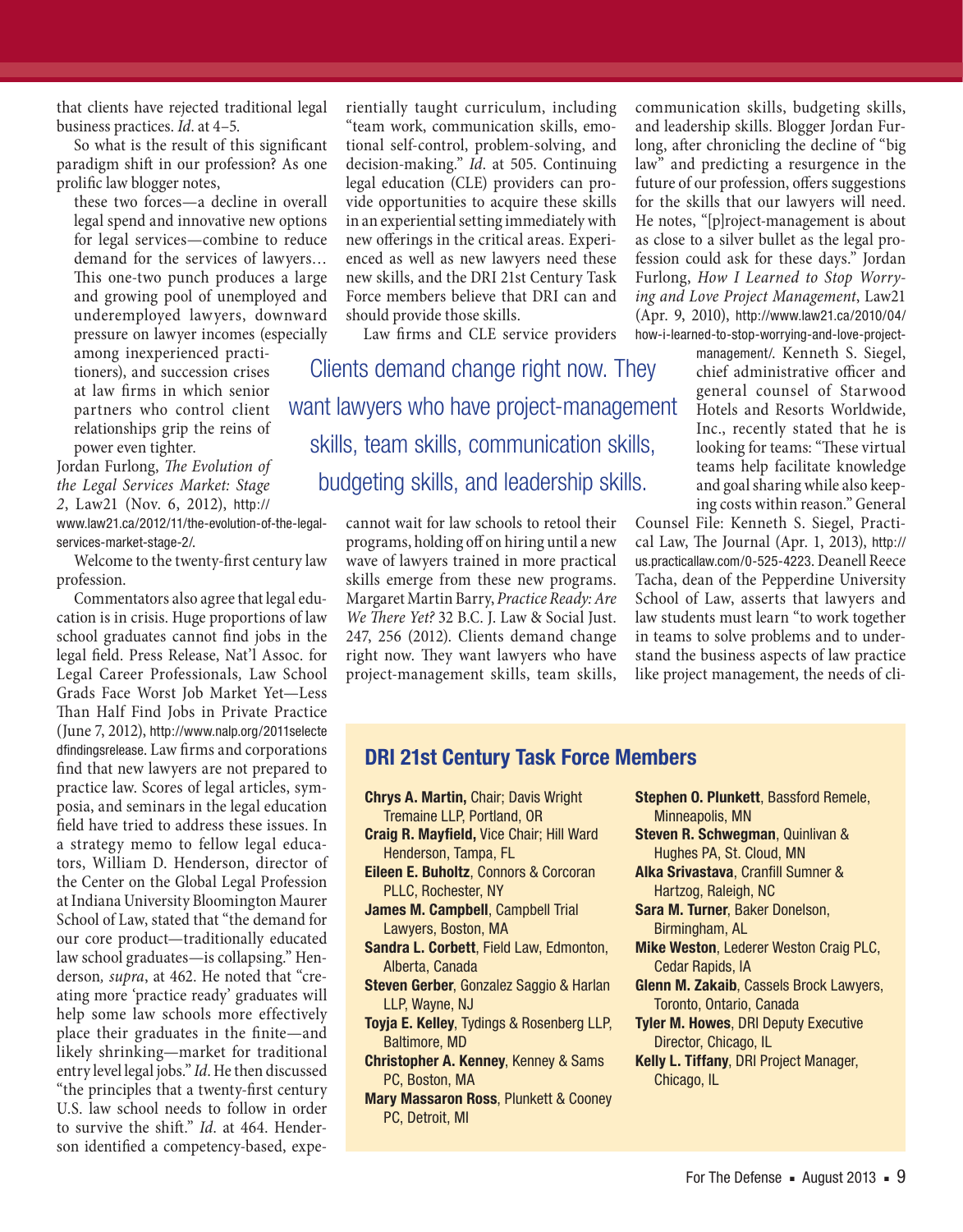that clients have rejected traditional legal business practices. *Id.* at 4–5.

So what is the result of this significant paradigm shift in our profession? As one prolific law blogger notes,

> these two forces—a decline in overall legal spend and innovative new options for legal services—combine to reduce demand for the services of lawyers… This one-two punch produces a large and growing pool of unemployed and underemployed lawyers, downward pressure on lawyer incomes (especially among inexperienced practitioners), and succession crises at law firms in which senior partners who control client relationships grip the reins of power even tighter.

Jordan Furlong, *The Evolution of the Legal Services Market: Stage 2*, Law21 (Nov. 6, 2012), http://www.law21.ca/2012/11/the-evolution-of-the-legal-services-market-stage-2/.

Welcome to the twenty-first century law profession.

Commentators also agree that legal education is in crisis. Huge proportions of law school graduates cannot find jobs in the legal field. Press Release, Nat'l Assoc. for Legal Career Professionals, Law School Grads Face Worst Job Market Yet—Less Than Half Find Jobs in Private Practice (June 7, 2012), http://www.nalp.org/2011selectedfindingsrelease. Law firms and corporations find that new lawyers are not prepared to practice law. Scores of legal articles, symposia, and seminars in the legal education field have tried to address these issues. In a strategy memo to fellow legal educators, William D. Henderson, director of the Center on the Global Legal Profession at Indiana University Bloomington Maurer School of Law, stated that "the demand for our core product—traditionally educated law school graduates—is collapsing." Henderson*, supra*, at 462. He noted that "creating more 'practice ready' graduates will help some law schools more effectively place their graduates in the finite—and likely shrinking—market for traditional entry level legal jobs." *Id.* He then discussed "the principles that a twenty-first century U.S. law school needs to follow in order to survive the shift." *Id.* at 464. Henderson identified a competency-based, experientially taught curriculum, including "team work, communication skills, emotional self-control, problem-solving, and decision-making." *Id.* at 505. Continuing legal education (CLE) providers can provide opportunities to acquire these skills in an experiential setting immediately with new offerings in the critical areas. Experienced as well as new lawyers need these new skills, and the DRI 21st Century Task Force members believe that DRI can and should provide those skills.

Law firms and CLE service providers cannot wait for law schools to retool their programs, holding off on hiring until a new wave of lawyers trained in more practical skills emerge from these new programs. Margaret Martin Barry, *Practice Ready: Are We There Yet?* 32 B.C. J. Law & Social Just. 247, 256 (2012). Clients demand change right now. They want lawyers who have project-management skills, team skills, communication skills, budgeting skills, and leadership skills. Blogger Jordan Furlong, after chronicling the decline of "big law" and predicting a resurgence in the future of our profession, offers suggestions for the skills that our lawyers will need. He notes, "[p]roject-management is about as close to a silver bullet as the legal profession could ask for these days." Jordan Furlong, *How I Learned to Stop Worrying and Love Project Management*, Law21 (Apr. 9, 2010), http://www.law21.ca/2010/04/how-i-learned-to-stop-worrying-and-love-project-management/. Kenneth S. Siegel, chief administrative officer and general counsel of Starwood Hotels and Resorts Worldwide, Inc., recently stated that he is looking for teams: "These virtual teams help facilitate knowledge and goal sharing while also keeping costs within reason." General Counsel File: Kenneth S. Siegel, Practical Law, The Journal (Apr. 1, 2013), http://us.practicallaw.com/0-525-4223. Deanell Reece Tacha, dean of the Pepperdine University School of Law, asserts that lawyers and law students must learn "to work together in teams to solve problems and to understand the business aspects of law practice like project management, the needs of cli-

> Clients demand change right now. They want lawyers who have project-management skills, team skills, communication skills, budgeting skills, and leadership skills.

## DRI 21st Century Task Force Members

- **Chrys A. Martin,** Chair; Davis Wright Tremaine LLP, Portland, OR
- **Craig R. Mayfield,** Vice Chair; Hill Ward Henderson, Tampa, FL
- **Eileen E. Buholtz**, Connors & Corcoran PLLC, Rochester, NY
- **James M. Campbell**, Campbell Trial Lawyers, Boston, MA
- **Sandra L. Corbett**, Field Law, Edmonton, Alberta, Canada
- **Steven Gerber**, Gonzalez Saggio & Harlan LLP, Wayne, NJ
- **Toyja E. Kelley**, Tydings & Rosenberg LLP, Baltimore, MD
- **Christopher A. Kenney**, Kenney & Sams PC, Boston, MA
- **Mary Massaron Ross**, Plunkett & Cooney PC, Detroit, MI
- **Stephen O. Plunkett**, Bassford Remele, Minneapolis, MN
- **Steven R. Schwegman**, Quinlivan & Hughes PA, St. Cloud, MN
- **Alka Srivastava**, Cranfill Sumner & Hartzog, Raleigh, NC
- **Sara M. Turner**, Baker Donelson, Birmingham, AL
- **Mike Weston**, Lederer Weston Craig PLC, Cedar Rapids, IA
- **Glenn M. Zakaib**, Cassels Brock Lawyers, Toronto, Ontario, Canada
- **Tyler M. Howes**, DRI Deputy Executive Director, Chicago, IL
- **Kelly L. Tiffany**, DRI Project Manager, Chicago, IL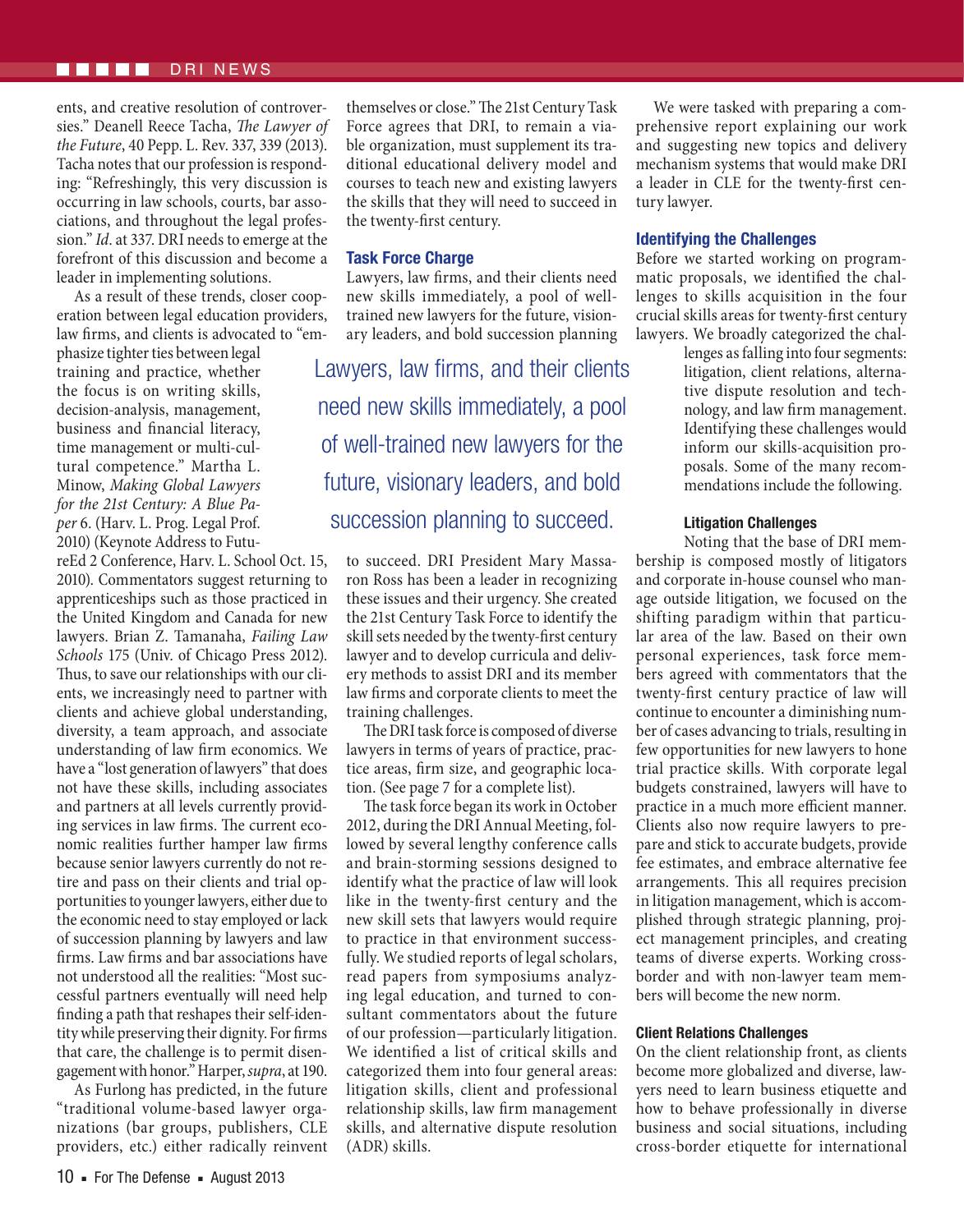ents, and creative resolution of controversies." Deanell Reece Tacha, *The Lawyer of the Future*, 40 Pepp. L. Rev. 337, 339 (2013). Tacha notes that our profession is responding: "Refreshingly, this very discussion is occurring in law schools, courts, bar associations, and throughout the legal profession." *Id*. at 337. DRI needs to emerge at the forefront of this discussion and become a leader in implementing solutions.

As a result of these trends, closer cooperation between legal education providers, law firms, and clients is advocated to "emphasize tighter ties between legal training and practice, whether the focus is on writing skills, decision-analysis, management, business and financial literacy, time management or multi-cultural competence." Martha L. Minow, *Making Global Lawyers for the 21st Century: A Blue Paper* 6. (Harv. L. Prog. Legal Prof. 2010) (Keynote Address to FutureEd 2 Conference, Harv. L. School Oct. 15, 2010). Commentators suggest returning to apprenticeships such as those practiced in the United Kingdom and Canada for new lawyers. Brian Z. Tamanaha, *Failing Law Schools* 175 (Univ. of Chicago Press 2012). Thus, to save our relationships with our clients, we increasingly need to partner with clients and achieve global understanding, diversity, a team approach, and associate understanding of law firm economics. We have a "lost generation of lawyers" that does not have these skills, including associates and partners at all levels currently providing services in law firms. The current economic realities further hamper law firms because senior lawyers currently do not retire and pass on their clients and trial opportunities to younger lawyers, either due to the economic need to stay employed or lack of succession planning by lawyers and law firms. Law firms and bar associations have not understood all the realities: "Most successful partners eventually will need help finding a path that reshapes their self-identity while preserving their dignity. For firms that care, the challenge is to permit disengagement with honor." Harper, *supra*, at 190.

As Furlong has predicted, in the future "traditional volume-based lawyer organizations (bar groups, publishers, CLE providers, etc.) either radically reinvent themselves or close." The 21st Century Task Force agrees that DRI, to remain a viable organization, must supplement its traditional educational delivery model and courses to teach new and existing lawyers the skills that they will need to succeed in the twenty-first century.

### Task Force Charge

Lawyers, law firms, and their clients need new skills immediately, a pool of well-trained new lawyers for the future, visionary leaders, and bold succession planning to succeed. DRI President Mary Massaron Ross has been a leader in recognizing these issues and their urgency. She created the 21st Century Task Force to identify the skill sets needed by the twenty-first century lawyer and to develop curricula and delivery methods to assist DRI and its member law firms and corporate clients to meet the training challenges.

> Lawyers, law firms, and their clients need new skills immediately, a pool of well-trained new lawyers for the future, visionary leaders, and bold succession planning to succeed.

The DRI task force is composed of diverse lawyers in terms of years of practice, practice areas, firm size, and geographic location. (See page 7 for a complete list).

The task force began its work in October 2012, during the DRI Annual Meeting, followed by several lengthy conference calls and brain-storming sessions designed to identify what the practice of law will look like in the twenty-first century and the new skill sets that lawyers would require to practice in that environment successfully. We studied reports of legal scholars, read papers from symposiums analyzing legal education, and turned to consultant commentators about the future of our profession—particularly litigation. We identified a list of critical skills and categorized them into four general areas: litigation skills, client and professional relationship skills, law firm management skills, and alternative dispute resolution (ADR) skills.

We were tasked with preparing a comprehensive report explaining our work and suggesting new topics and delivery mechanism systems that would make DRI a leader in CLE for the twenty-first century lawyer.

### Identifying the Challenges

Before we started working on programmatic proposals, we identified the challenges to skills acquisition in the four crucial skills areas for twenty-first century lawyers. We broadly categorized the challenges as falling into four segments: litigation, client relations, alternative dispute resolution and technology, and law firm management. Identifying these challenges would inform our skills-acquisition proposals. Some of the many recommendations include the following.

#### Litigation Challenges

Noting that the base of DRI membership is composed mostly of litigators and corporate in-house counsel who manage outside litigation, we focused on the shifting paradigm within that particular area of the law. Based on their own personal experiences, task force members agreed with commentators that the twenty-first century practice of law will continue to encounter a diminishing number of cases advancing to trials, resulting in few opportunities for new lawyers to hone trial practice skills. With corporate legal budgets constrained, lawyers will have to practice in a much more efficient manner. Clients also now require lawyers to prepare and stick to accurate budgets, provide fee estimates, and embrace alternative fee arrangements. This all requires precision in litigation management, which is accomplished through strategic planning, project management principles, and creating teams of diverse experts. Working cross-border and with non-lawyer team members will become the new norm.

#### Client Relations Challenges

On the client relationship front, as clients become more globalized and diverse, lawyers need to learn business etiquette and how to behave professionally in diverse business and social situations, including cross-border etiquette for international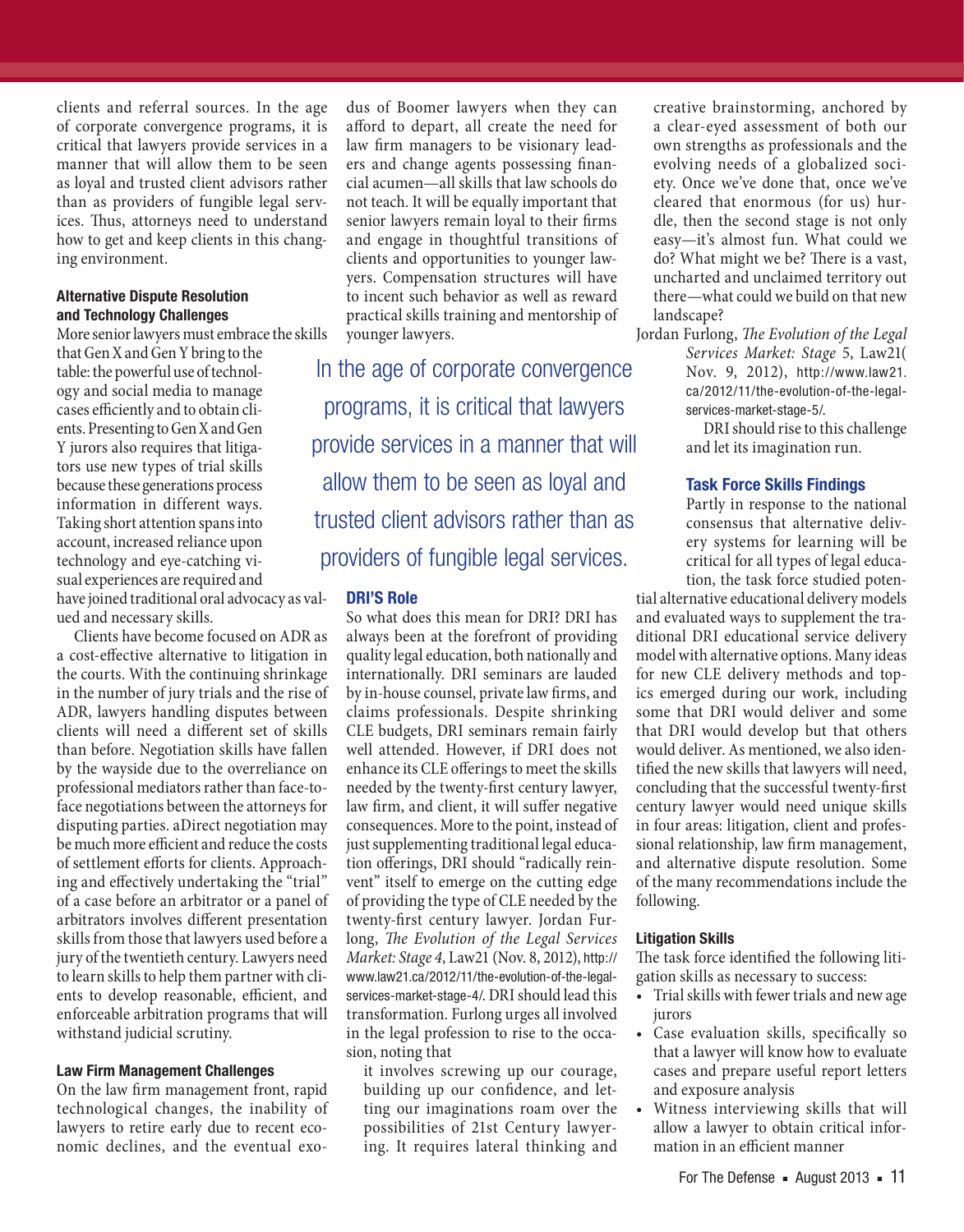clients and referral sources. In the age of corporate convergence programs, it is critical that lawyers provide services in a manner that will allow them to be seen as loyal and trusted client advisors rather than as providers of fungible legal services. Thus, attorneys need to understand how to get and keep clients in this changing environment.

#### Alternative Dispute Resolution and Technology Challenges

More senior lawyers must embrace the skills that Gen X and Gen Y bring to the table: the powerful use of technology and social media to manage cases efficiently and to obtain clients. Presenting to Gen X and Gen Y jurors also requires that litigators use new types of trial skills because these generations process information in different ways. Taking short attention spans into account, increased reliance upon technology and eye-catching visual experiences are required and have joined traditional oral advocacy as valued and necessary skills.

Clients have become focused on ADR as a cost-effective alternative to litigation in the courts. With the continuing shrinkage in the number of jury trials and the rise of ADR, lawyers handling disputes between clients will need a different set of skills than before. Negotiation skills have fallen by the wayside due to the overreliance on professional mediators rather than face-to-face negotiations between the attorneys for disputing parties. aDirect negotiation may be much more efficient and reduce the costs of settlement efforts for clients. Approaching and effectively undertaking the "trial" of a case before an arbitrator or a panel of arbitrators involves different presentation skills from those that lawyers used before a jury of the twentieth century. Lawyers need to learn skills to help them partner with clients to develop reasonable, efficient, and enforceable arbitration programs that will withstand judicial scrutiny.

#### Law Firm Management Challenges

On the law firm management front, rapid technological changes, the inability of lawyers to retire early due to recent economic declines, and the eventual exodus of Boomer lawyers when they can afford to depart, all create the need for law firm managers to be visionary leaders and change agents possessing financial acumen—all skills that law schools do not teach. It will be equally important that senior lawyers remain loyal to their firms and engage in thoughtful transitions of clients and opportunities to younger lawyers. Compensation structures will have to incent such behavior as well as reward practical skills training and mentorship of younger lawyers.

> In the age of corporate convergence programs, it is critical that lawyers provide services in a manner that will allow them to be seen as loyal and trusted client advisors rather than as providers of fungible legal services.

#### DRI'S Role

So what does this mean for DRI? DRI has always been at the forefront of providing quality legal education, both nationally and internationally. DRI seminars are lauded by in-house counsel, private law firms, and claims professionals. Despite shrinking CLE budgets, DRI seminars remain fairly well attended. However, if DRI does not enhance its CLE offerings to meet the skills needed by the twenty-first century lawyer, law firm, and client, it will suffer negative consequences. More to the point, instead of just supplementing traditional legal education offerings, DRI should "radically reinvent" itself to emerge on the cutting edge of providing the type of CLE needed by the twenty-first century lawyer. Jordan Furlong, *The Evolution of the Legal Services Market: Stage 4*, Law21 (Nov. 8, 2012), http://www.law21.ca/2012/11/the-evolution-of-the-legal-services-market-stage-4/. DRI should lead this transformation. Furlong urges all involved in the legal profession to rise to the occasion, noting that

> it involves screwing up our courage, building up our confidence, and letting our imaginations roam over the possibilities of 21st Century lawyering. It requires lateral thinking and creative brainstorming, anchored by a clear-eyed assessment of both our own strengths as professionals and the evolving needs of a globalized society. Once we've done that, once we've cleared that enormous (for us) hurdle, then the second stage is not only easy—it's almost fun. What could we do? What might we be? There is a vast, uncharted and unclaimed territory out there—what could we build on that new landscape?

Jordan Furlong, *The Evolution of the Legal Services Market: Stage* 5, Law21( Nov. 9, 2012), http://www.law21.ca/2012/11/the-evolution-of-the-legal-services-market-stage-5/.

DRI should rise to this challenge and let its imagination run.

#### Task Force Skills Findings

Partly in response to the national consensus that alternative delivery systems for learning will be critical for all types of legal education, the task force studied potential alternative educational delivery models and evaluated ways to supplement the traditional DRI educational service delivery model with alternative options. Many ideas for new CLE delivery methods and topics emerged during our work, including some that DRI would deliver and some that DRI would develop but that others would deliver. As mentioned, we also identified the new skills that lawyers will need, concluding that the successful twenty-first century lawyer would need unique skills in four areas: litigation, client and professional relationship, law firm management, and alternative dispute resolution. Some of the many recommendations include the following.

#### Litigation Skills

The task force identified the following litigation skills as necessary to success:

- Trial skills with fewer trials and new age jurors
- Case evaluation skills, specifically so that a lawyer will know how to evaluate cases and prepare useful report letters and exposure analysis
- Witness interviewing skills that will allow a lawyer to obtain critical information in an efficient manner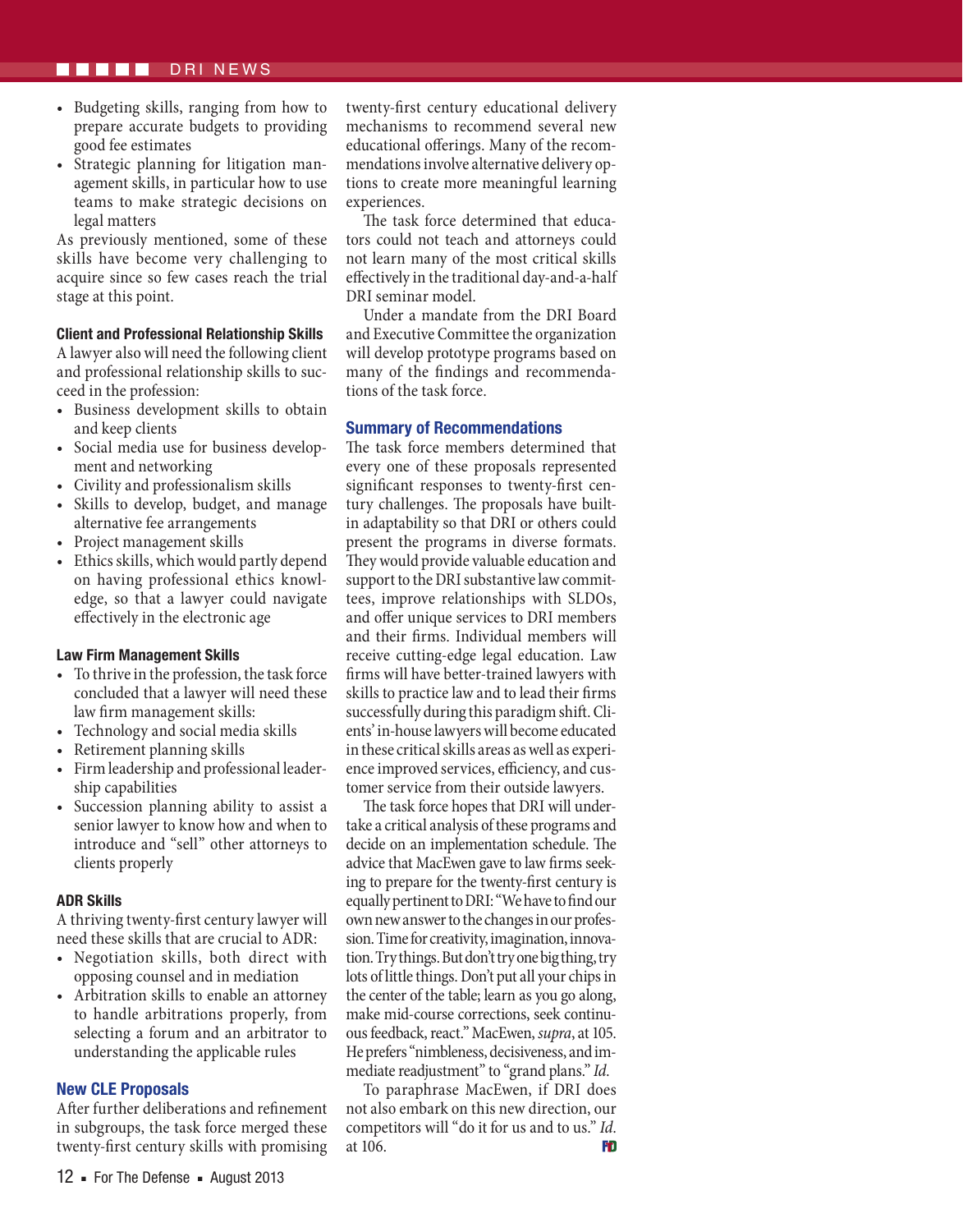- Budgeting skills, ranging from how to prepare accurate budgets to providing good fee estimates
- Strategic planning for litigation management skills, in particular how to use teams to make strategic decisions on legal matters

As previously mentioned, some of these skills have become very challenging to acquire since so few cases reach the trial stage at this point.

### Client and Professional Relationship Skills

A lawyer also will need the following client and professional relationship skills to succeed in the profession:

- Business development skills to obtain and keep clients
- Social media use for business development and networking
- Civility and professionalism skills
- Skills to develop, budget, and manage alternative fee arrangements
- Project management skills
- Ethics skills, which would partly depend on having professional ethics knowledge, so that a lawyer could navigate effectively in the electronic age

### Law Firm Management Skills

- To thrive in the profession, the task force concluded that a lawyer will need these law firm management skills:
- Technology and social media skills
- Retirement planning skills
- Firm leadership and professional leadership capabilities
- Succession planning ability to assist a senior lawyer to know how and when to introduce and "sell" other attorneys to clients properly

### ADR Skills

A thriving twenty-first century lawyer will need these skills that are crucial to ADR:

- Negotiation skills, both direct with opposing counsel and in mediation
- Arbitration skills to enable an attorney to handle arbitrations properly, from selecting a forum and an arbitrator to understanding the applicable rules

## New CLE Proposals

After further deliberations and refinement in subgroups, the task force merged these twenty-first century skills with promising twenty-first century educational delivery mechanisms to recommend several new educational offerings. Many of the recommendations involve alternative delivery options to create more meaningful learning experiences.

The task force determined that educators could not teach and attorneys could not learn many of the most critical skills effectively in the traditional day-and-a-half DRI seminar model.

Under a mandate from the DRI Board and Executive Committee the organization will develop prototype programs based on many of the findings and recommendations of the task force.

## Summary of Recommendations

The task force members determined that every one of these proposals represented significant responses to twenty-first century challenges. The proposals have built-in adaptability so that DRI or others could present the programs in diverse formats. They would provide valuable education and support to the DRI substantive law committees, improve relationships with SLDOs, and offer unique services to DRI members and their firms. Individual members will receive cutting-edge legal education. Law firms will have better-trained lawyers with skills to practice law and to lead their firms successfully during this paradigm shift. Clients' in-house lawyers will become educated in these critical skills areas as well as experience improved services, efficiency, and customer service from their outside lawyers.

The task force hopes that DRI will undertake a critical analysis of these programs and decide on an implementation schedule. The advice that MacEwen gave to law firms seeking to prepare for the twenty-first century is equally pertinent to DRI: "We have to find our own new answer to the changes in our profession. Time for creativity, imagination, innovation. Try things. But don't try one big thing, try lots of little things. Don't put all your chips in the center of the table; learn as you go along, make mid-course corrections, seek continuous feedback, react." MacEwen, *supra*, at 105. He prefers "nimbleness, decisiveness, and immediate readjustment" to "grand plans." *Id.*

To paraphrase MacEwen, if DRI does not also embark on this new direction, our competitors will "do it for us and to us." *Id.* at 106.